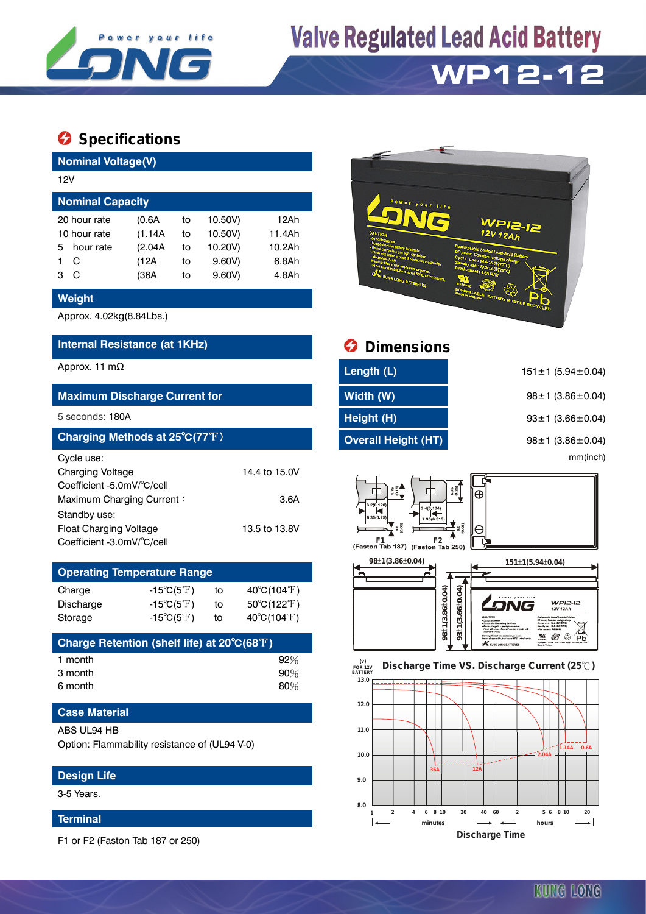# Valve Regulated Lead Acid Battery

# WP12-12

## Specifications

### Nominal Voltage(V)

12V

### Nominal Capacity

| | | | | |
|---|---|---|---|---|
| 20 hour rate | (0.6A | to | 10.50V) | 12Ah |
| 10 hour rate | (1.14A | to | 10.50V) | 11.4Ah |
| 5 hour rate | (2.04A | to | 10.20V) | 10.2Ah |
| 1 C | (12A | to | 9.60V) | 6.8Ah |
| 3 C | (36A | to | 9.60V) | 4.8Ah |

### Weight

Approx. 4.02kg(8.84Lbs.)

### Internal Resistance (at 1KHz)

Approx. 11 mΩ

### Maximum Discharge Current for

5 seconds: 180A

### Charging Methods at 25℃(77℉)

| | |
|---|---|
| Cycle use: | |
| Charging Voltage | 14.4 to 15.0V |
| Coefficient -5.0mV/℃/cell | |
| Maximum Charging Current： | 3.6A |
| Standby use: | |
| Float Charging Voltage | 13.5 to 13.8V |
| Coefficient -3.0mV/℃/cell | |

### Operating Temperature Range

| | | | |
|---|---|---|---|
| Charge | -15℃(5℉) | to | 40℃(104℉) |
| Discharge | -15℃(5℉) | to | 50℃(122℉) |
| Storage | -15℃(5℉) | to | 40℃(104℉) |

### Charge Retention (shelf life) at 20℃(68℉)

| | |
|---|---|
| 1 month | 92% |
| 3 month | 90% |
| 6 month | 80% |

### Case Material

ABS UL94 HB

Option: Flammability resistance of (UL94 V-0)

### Design Life

3-5 Years.

### Terminal

F1 or F2 (Faston Tab 187 or 250)

## Dimensions

| | |
|---|---|
| Length (L) | 151±1 (5.94±0.04) |
| Width (W) | 98±1 (3.86±0.04) |
| Height (H) | 93±1 (3.66±0.04) |
| Overall Height (HT) | 98±1 (3.86±0.04) |

mm(inch)

F1 (Faston Tab 187) F2 (Faston Tab 250)

### Discharge Time VS. Discharge Current (25℃)

Discharge Time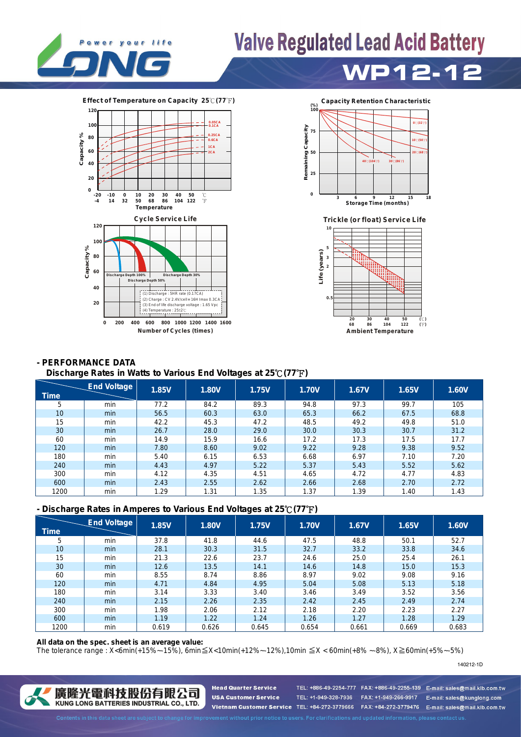Power your life

LONG

# Valve Regulated Lead Acid Battery

# WP12-12

Effect of Temperature on Capacity 25℃(77℉)

120
100
80
60
40
20
0

Capacity %

0.05CA
0.1CA
0.25CA
0.6CA
1CA
2CA

-20 -10 0 10 20 30 40 50 ℃
-4 14 32 50 68 86 104 122 ℉

Temperature

Capacity Retention Characteristic

(%)
100
75
50
25
0

Remaining Capacity

0℃(32℉)
10℃(50℉)
20℃(68℉)
40℃(104℉)
30℃(86℉)

3 6 9 12 15 18

Storage Time (months)

Cycle Service Life

120
100
80
60
40
20

Capacity %

Discharge Depth 100%
Discharge Depth 30%
Discharge Depth 50%

(1) Discharge : 5HR rate (0.17CA)
(2) Charge : CV 2.4V/cell\*16H Imax 0.3CA
(3) End of life discharge voltage : 1.65 Vpc
(4) Temperature : 25±2℃

0 200 400 600 800 1000 1200 1400 1600

Number of Cycles (times)

Trickle (or float) Service Life

10
5
3
2
0.5

Life (years)

20 30 40 50 (℃)
68 86 104 122 (℉)

Ambient Temperature

## - PERFORMANCE DATA

### Discharge Rates in Watts to Various End Voltages at 25℃(77℉)

| Time | | 1.85V | 1.80V | 1.75V | 1.70V | 1.67V | 1.65V | 1.60V |
|---|---|---|---|---|---|---|---|---|
| 5 | min | 77.2 | 84.2 | 89.3 | 94.8 | 97.3 | 99.7 | 105 |
| 10 | min | 56.5 | 60.3 | 63.0 | 65.3 | 66.2 | 67.5 | 68.8 |
| 15 | min | 42.2 | 45.3 | 47.2 | 48.5 | 49.2 | 49.8 | 51.0 |
| 30 | min | 26.7 | 28.0 | 29.0 | 30.0 | 30.3 | 30.7 | 31.2 |
| 60 | min | 14.9 | 15.9 | 16.6 | 17.2 | 17.3 | 17.5 | 17.7 |
| 120 | min | 7.80 | 8.60 | 9.02 | 9.22 | 9.28 | 9.38 | 9.52 |
| 180 | min | 5.40 | 6.15 | 6.53 | 6.68 | 6.97 | 7.10 | 7.20 |
| 240 | min | 4.43 | 4.97 | 5.22 | 5.37 | 5.43 | 5.52 | 5.62 |
| 300 | min | 4.12 | 4.35 | 4.51 | 4.65 | 4.72 | 4.77 | 4.83 |
| 600 | min | 2.43 | 2.55 | 2.62 | 2.66 | 2.68 | 2.70 | 2.72 |
| 1200 | min | 1.29 | 1.31 | 1.35 | 1.37 | 1.39 | 1.40 | 1.43 |

### - Discharge Rates in Amperes to Various End Voltages at 25℃(77℉)

| Time | | 1.85V | 1.80V | 1.75V | 1.70V | 1.67V | 1.65V | 1.60V |
|---|---|---|---|---|---|---|---|---|
| 5 | min | 37.8 | 41.8 | 44.6 | 47.5 | 48.8 | 50.1 | 52.7 |
| 10 | min | 28.1 | 30.3 | 31.5 | 32.7 | 33.2 | 33.8 | 34.6 |
| 15 | min | 21.3 | 22.6 | 23.7 | 24.6 | 25.0 | 25.4 | 26.1 |
| 30 | min | 12.6 | 13.5 | 14.1 | 14.6 | 14.8 | 15.0 | 15.3 |
| 60 | min | 8.55 | 8.74 | 8.86 | 8.97 | 9.02 | 9.08 | 9.16 |
| 120 | min | 4.71 | 4.84 | 4.95 | 5.04 | 5.08 | 5.13 | 5.18 |
| 180 | min | 3.14 | 3.33 | 3.40 | 3.46 | 3.49 | 3.52 | 3.56 |
| 240 | min | 2.15 | 2.26 | 2.35 | 2.42 | 2.45 | 2.49 | 2.74 |
| 300 | min | 1.98 | 2.06 | 2.12 | 2.18 | 2.20 | 2.23 | 2.27 |
| 600 | min | 1.19 | 1.22 | 1.24 | 1.26 | 1.27 | 1.28 | 1.29 |
| 1200 | min | 0.619 | 0.626 | 0.645 | 0.654 | 0.661 | 0.669 | 0.683 |

**All data on the spec. sheet is an average value:**

The tolerance range : X<6min(+15%~-15%), 6min≦X<10min(+12%~-12%),10min ≦X < 60min(+8% ~-8%), X≧60min(+5%~-5%)

140212-1D

廣隆光電科技股份有限公司
KUNG LONG BATTERIES INDUSTRIAL CO., LTD.

| | | | |
|---|---|---|---|
| Head Quarter Service | TEL: +886-49-2254-777 | FAX: +886-49-2255-139 | E-mail: sales@mail.klb.com.tw |
| USA Customer Service | TEL: +1-949-328-7936 | FAX: +1-949-266-9917 | E-mail: sales@kunglong.com |
| Vietnam Customer Service | TEL: +84-272-3779666 | FAX: +84-272-3779476 | E-mail: sales@mail.klb.com.tw |

Contents in this data sheet are subject to change for improvement without prior notice to users. For clarifications and updated information, please contact us.